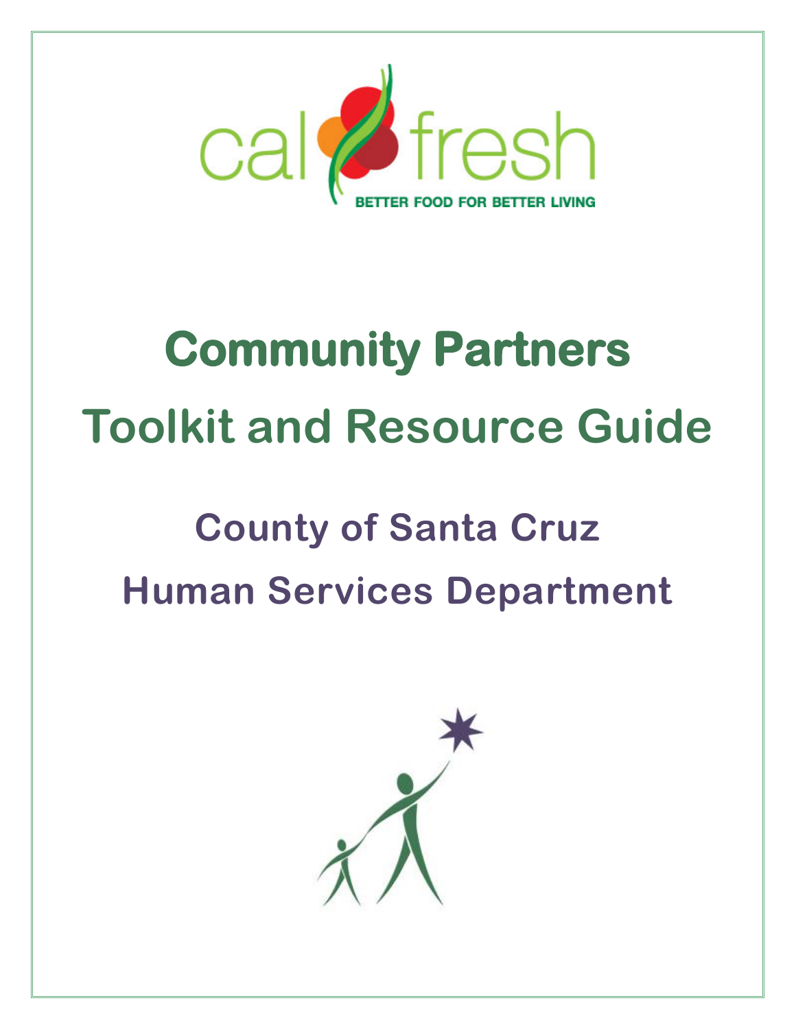calfresh

BETTER FOOD FOR BETTER LIVING

# Community Partners Toolkit and Resource Guide

## County of Santa Cruz Human Services Department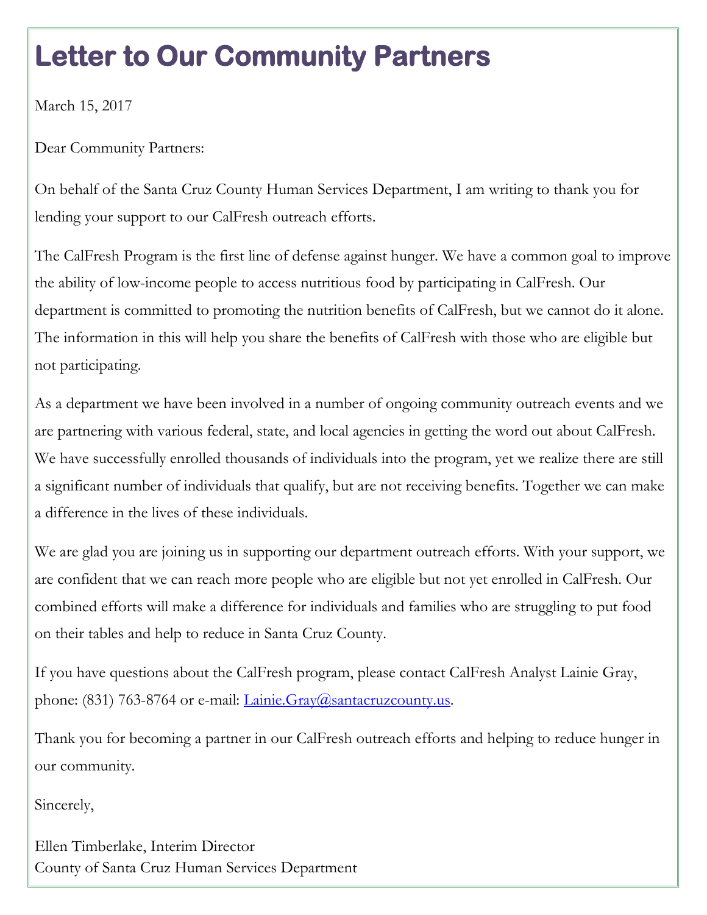# Letter to Our Community Partners

March 15, 2017

Dear Community Partners:

On behalf of the Santa Cruz County Human Services Department, I am writing to thank you for lending your support to our CalFresh outreach efforts.

The CalFresh Program is the first line of defense against hunger. We have a common goal to improve the ability of low-income people to access nutritious food by participating in CalFresh. Our department is committed to promoting the nutrition benefits of CalFresh, but we cannot do it alone. The information in this will help you share the benefits of CalFresh with those who are eligible but not participating.

As a department we have been involved in a number of ongoing community outreach events and we are partnering with various federal, state, and local agencies in getting the word out about CalFresh. We have successfully enrolled thousands of individuals into the program, yet we realize there are still a significant number of individuals that qualify, but are not receiving benefits. Together we can make a difference in the lives of these individuals.

We are glad you are joining us in supporting our department outreach efforts. With your support, we are confident that we can reach more people who are eligible but not yet enrolled in CalFresh. Our combined efforts will make a difference for individuals and families who are struggling to put food on their tables and help to reduce in Santa Cruz County.

If you have questions about the CalFresh program, please contact CalFresh Analyst Lainie Gray, phone: (831) 763-8764 or e-mail: [Lainie.Gray@santacruzcounty.us](mailto:Lainie.Gray@santacruzcounty.us).

Thank you for becoming a partner in our CalFresh outreach efforts and helping to reduce hunger in our community.

Sincerely,

Ellen Timberlake, Interim Director
County of Santa Cruz Human Services Department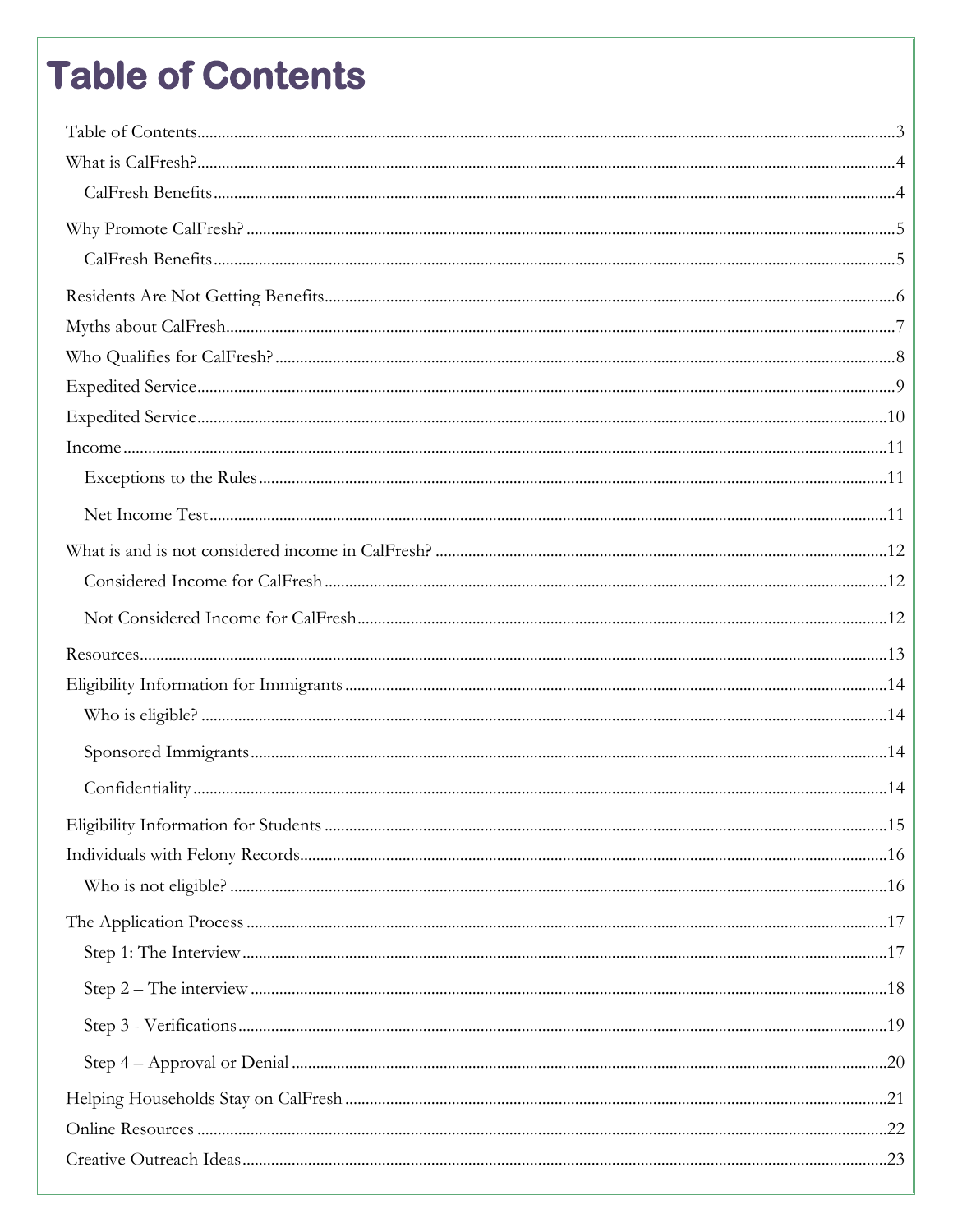# Table of Contents

Table of Contents....................................................................................................................................3

What is CalFresh?....................................................................................................................................4

CalFresh Benefits....................................................................................................................................4

Why Promote CalFresh?............................................................................................................................5

CalFresh Benefits....................................................................................................................................5

Residents Are Not Getting Benefits...........................................................................................................6

Myths about CalFresh................................................................................................................................7

Who Qualifies for CalFresh?......................................................................................................................8

Expedited Service......................................................................................................................................9

Expedited Service......................................................................................................................................10

Income......................................................................................................................................................11

Exceptions to the Rules............................................................................................................................11

Net Income Test........................................................................................................................................11

What is and is not considered income in CalFresh?...................................................................................12

Considered Income for CalFresh...............................................................................................................12

Not Considered Income for CalFresh.........................................................................................................12

Resources..................................................................................................................................................13

Eligibility Information for Immigrants.......................................................................................................14

Who is eligible?........................................................................................................................................14

Sponsored Immigrants...............................................................................................................................14

Confidentiality..........................................................................................................................................14

Eligibility Information for Students...........................................................................................................15

Individuals with Felony Records...............................................................................................................16

Who is not eligible?..................................................................................................................................16

The Application Process...........................................................................................................................17

Step 1: The Interview................................................................................................................................17

Step 2 – The interview...............................................................................................................................18

Step 3 - Verifications.................................................................................................................................19

Step 4 – Approval or Denial.......................................................................................................................20

Helping Households Stay on CalFresh.......................................................................................................21

Online Resources......................................................................................................................................22

Creative Outreach Ideas............................................................................................................................23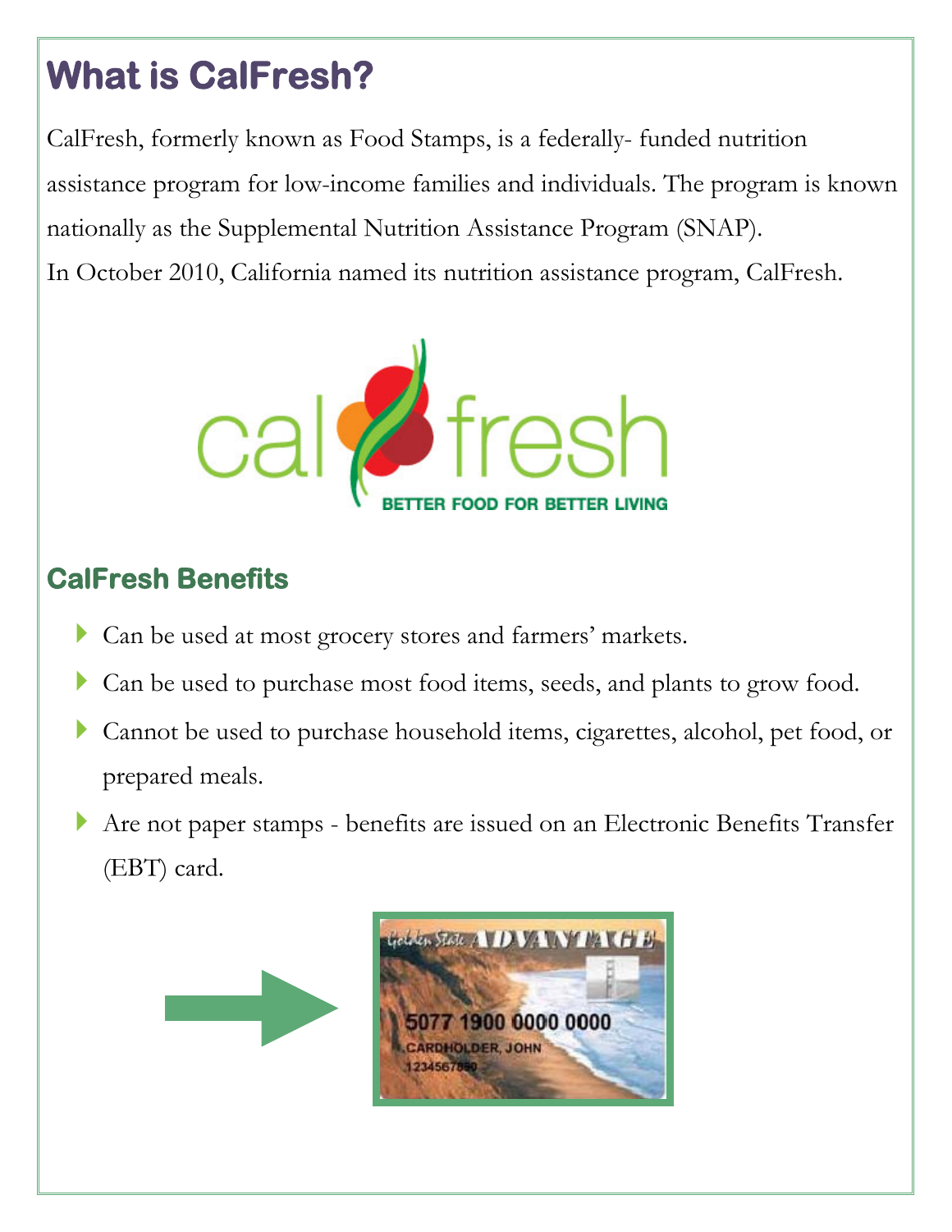# What is CalFresh?

CalFresh, formerly known as Food Stamps, is a federally- funded nutrition assistance program for low-income families and individuals. The program is known nationally as the Supplemental Nutrition Assistance Program (SNAP).
In October 2010, California named its nutrition assistance program, CalFresh.

## CalFresh Benefits

- Can be used at most grocery stores and farmers' markets.
- Can be used to purchase most food items, seeds, and plants to grow food.
- Cannot be used to purchase household items, cigarettes, alcohol, pet food, or prepared meals.
- Are not paper stamps - benefits are issued on an Electronic Benefits Transfer (EBT) card.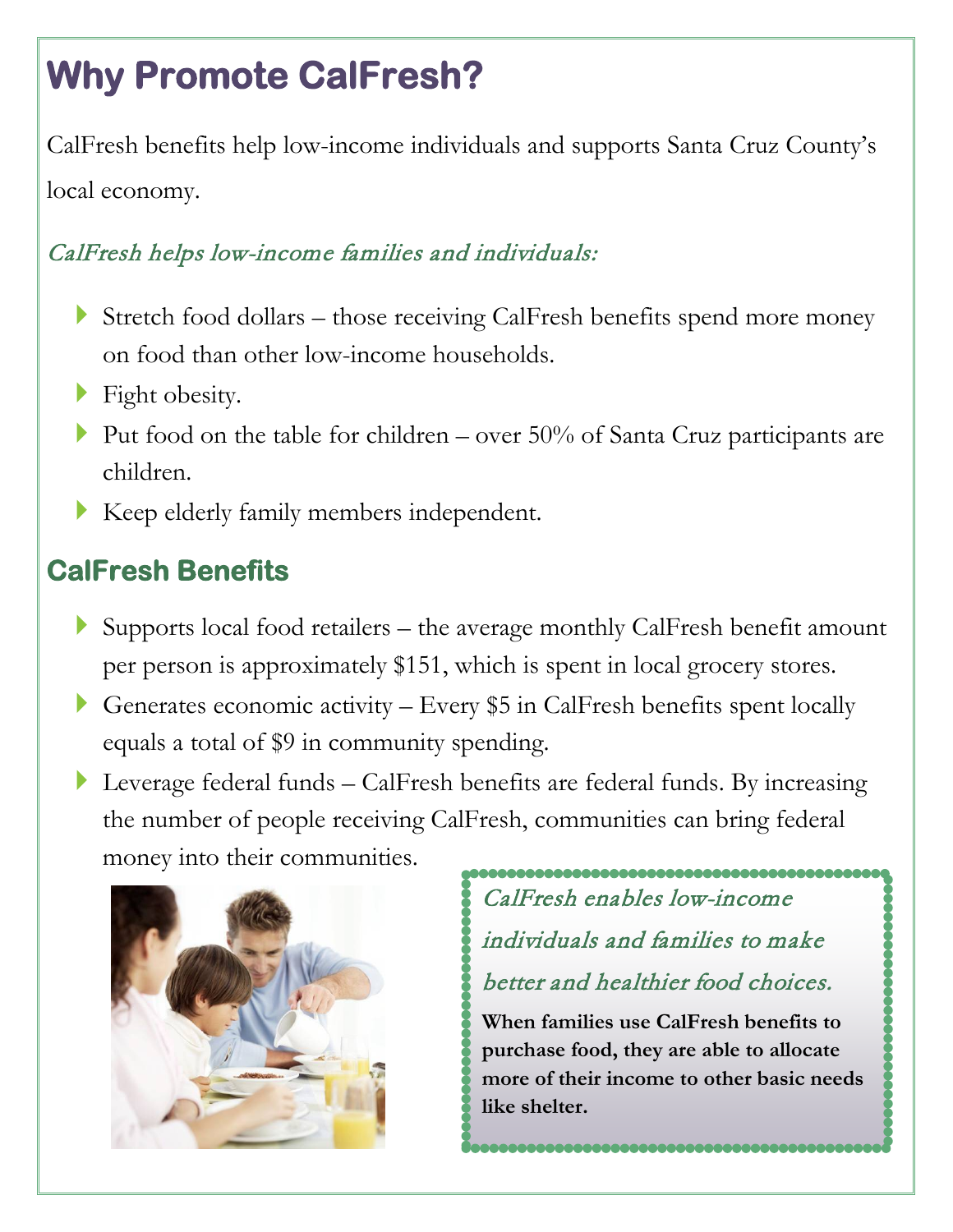# Why Promote CalFresh?

CalFresh benefits help low-income individuals and supports Santa Cruz County's local economy.

*CalFresh helps low-income families and individuals:*

- Stretch food dollars – those receiving CalFresh benefits spend more money on food than other low-income households.
- Fight obesity.
- Put food on the table for children – over 50% of Santa Cruz participants are children.
- Keep elderly family members independent.

## CalFresh Benefits

- Supports local food retailers – the average monthly CalFresh benefit amount per person is approximately $151, which is spent in local grocery stores.
- Generates economic activity – Every $5 in CalFresh benefits spent locally equals a total of $9 in community spending.
- Leverage federal funds – CalFresh benefits are federal funds. By increasing the number of people receiving CalFresh, communities can bring federal money into their communities.

*CalFresh enables low-income individuals and families to make better and healthier food choices.*

**When families use CalFresh benefits to purchase food, they are able to allocate more of their income to other basic needs like shelter.**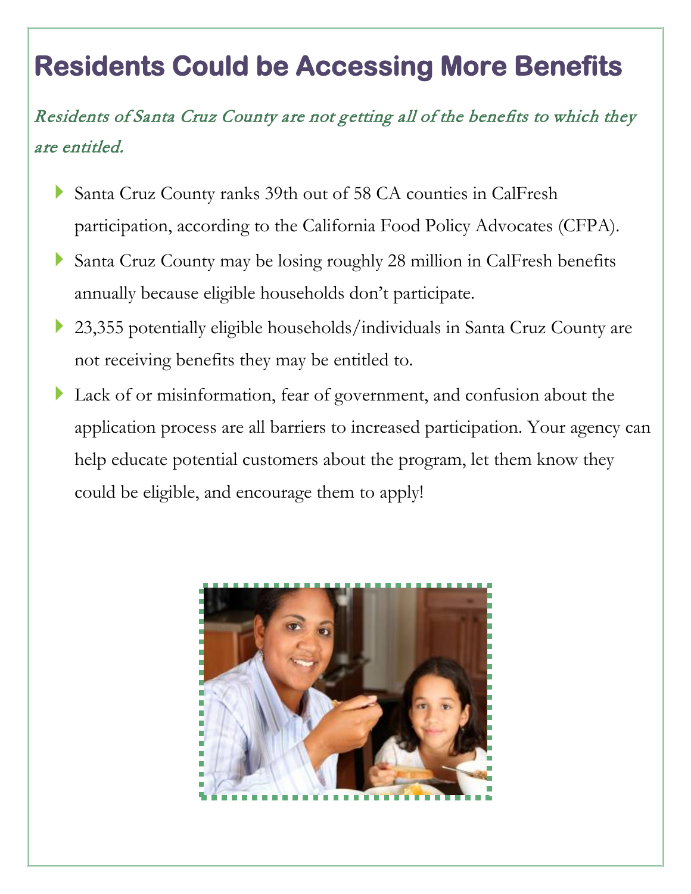# Residents Could be Accessing More Benefits

*Residents of Santa Cruz County are not getting all of the benefits to which they are entitled.*

- Santa Cruz County ranks 39th out of 58 CA counties in CalFresh participation, according to the California Food Policy Advocates (CFPA).
- Santa Cruz County may be losing roughly 28 million in CalFresh benefits annually because eligible households don't participate.
- 23,355 potentially eligible households/individuals in Santa Cruz County are not receiving benefits they may be entitled to.
- Lack of or misinformation, fear of government, and confusion about the application process are all barriers to increased participation. Your agency can help educate potential customers about the program, let them know they could be eligible, and encourage them to apply!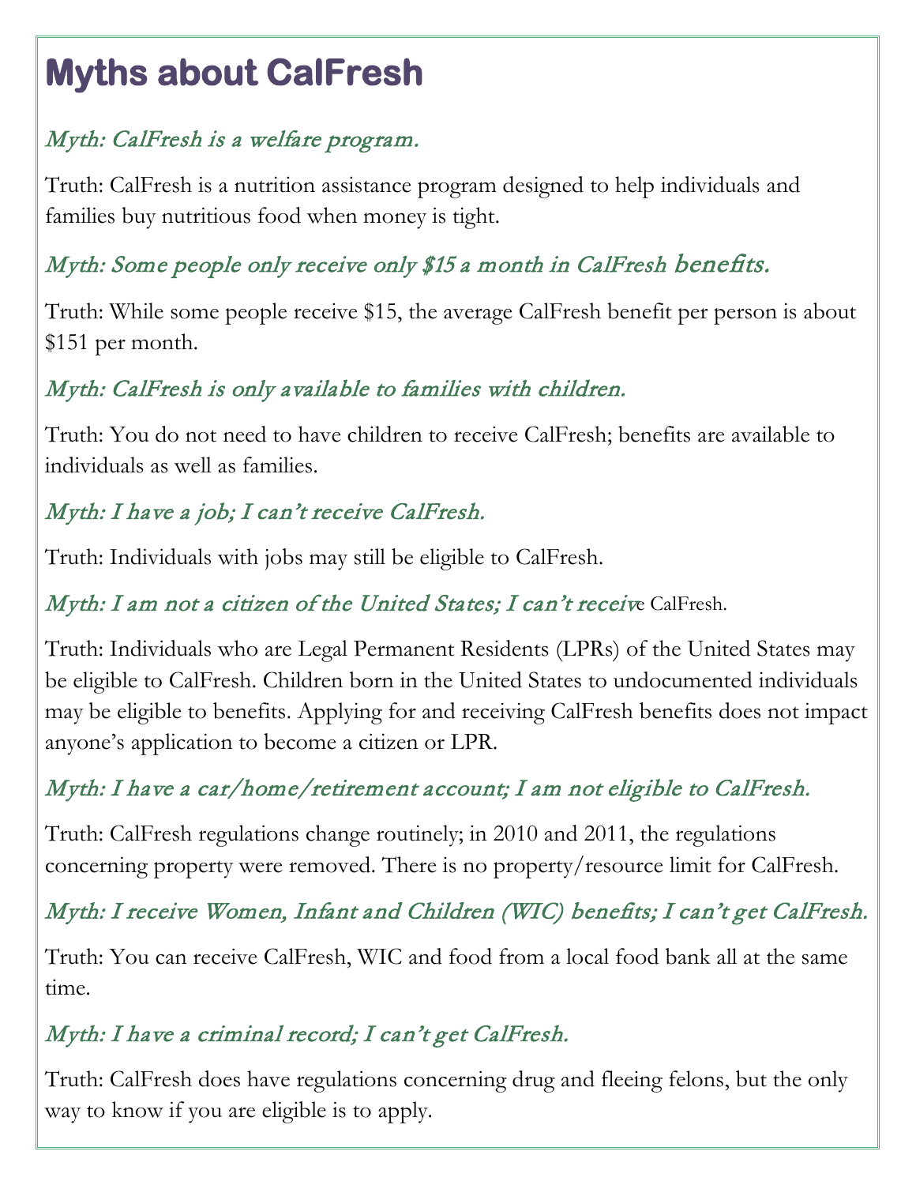# Myths about CalFresh

*Myth: CalFresh is a welfare program.*

Truth: CalFresh is a nutrition assistance program designed to help individuals and families buy nutritious food when money is tight.

*Myth: Some people only receive only $15 a month in CalFresh benefits.*

Truth: While some people receive $15, the average CalFresh benefit per person is about $151 per month.

*Myth: CalFresh is only available to families with children.*

Truth: You do not need to have children to receive CalFresh; benefits are available to individuals as well as families.

*Myth: I have a job; I can't receive CalFresh.*

Truth: Individuals with jobs may still be eligible to CalFresh.

*Myth: I am not a citizen of the United States; I can't receive CalFresh.*

Truth: Individuals who are Legal Permanent Residents (LPRs) of the United States may be eligible to CalFresh. Children born in the United States to undocumented individuals may be eligible to benefits. Applying for and receiving CalFresh benefits does not impact anyone's application to become a citizen or LPR.

*Myth: I have a car/home/retirement account; I am not eligible to CalFresh.*

Truth: CalFresh regulations change routinely; in 2010 and 2011, the regulations concerning property were removed. There is no property/resource limit for CalFresh.

*Myth: I receive Women, Infant and Children (WIC) benefits; I can't get CalFresh.*

Truth: You can receive CalFresh, WIC and food from a local food bank all at the same time.

*Myth: I have a criminal record; I can't get CalFresh.*

Truth: CalFresh does have regulations concerning drug and fleeing felons, but the only way to know if you are eligible is to apply.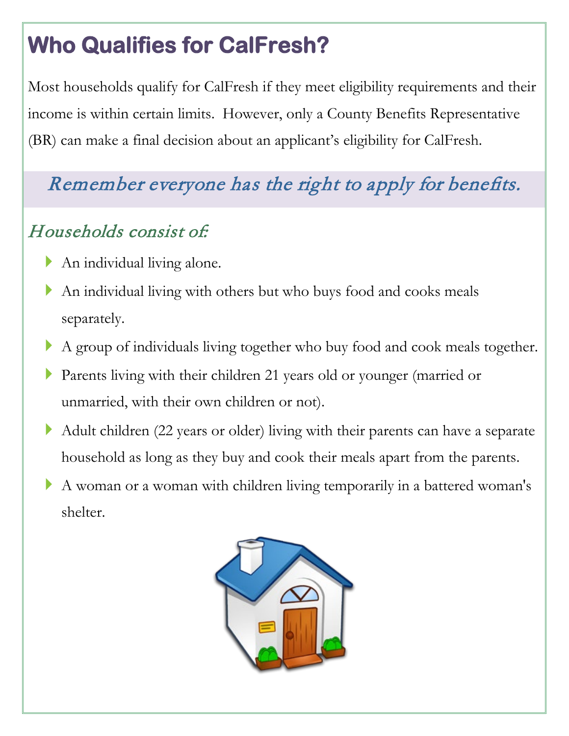# Who Qualifies for CalFresh?

Most households qualify for CalFresh if they meet eligibility requirements and their income is within certain limits. However, only a County Benefits Representative (BR) can make a final decision about an applicant's eligibility for CalFresh.

*Remember everyone has the right to apply for benefits.*

## *Households consist of:*

- An individual living alone.
- An individual living with others but who buys food and cooks meals separately.
- A group of individuals living together who buy food and cook meals together.
- Parents living with their children 21 years old or younger (married or unmarried, with their own children or not).
- Adult children (22 years or older) living with their parents can have a separate household as long as they buy and cook their meals apart from the parents.
- A woman or a woman with children living temporarily in a battered woman's shelter.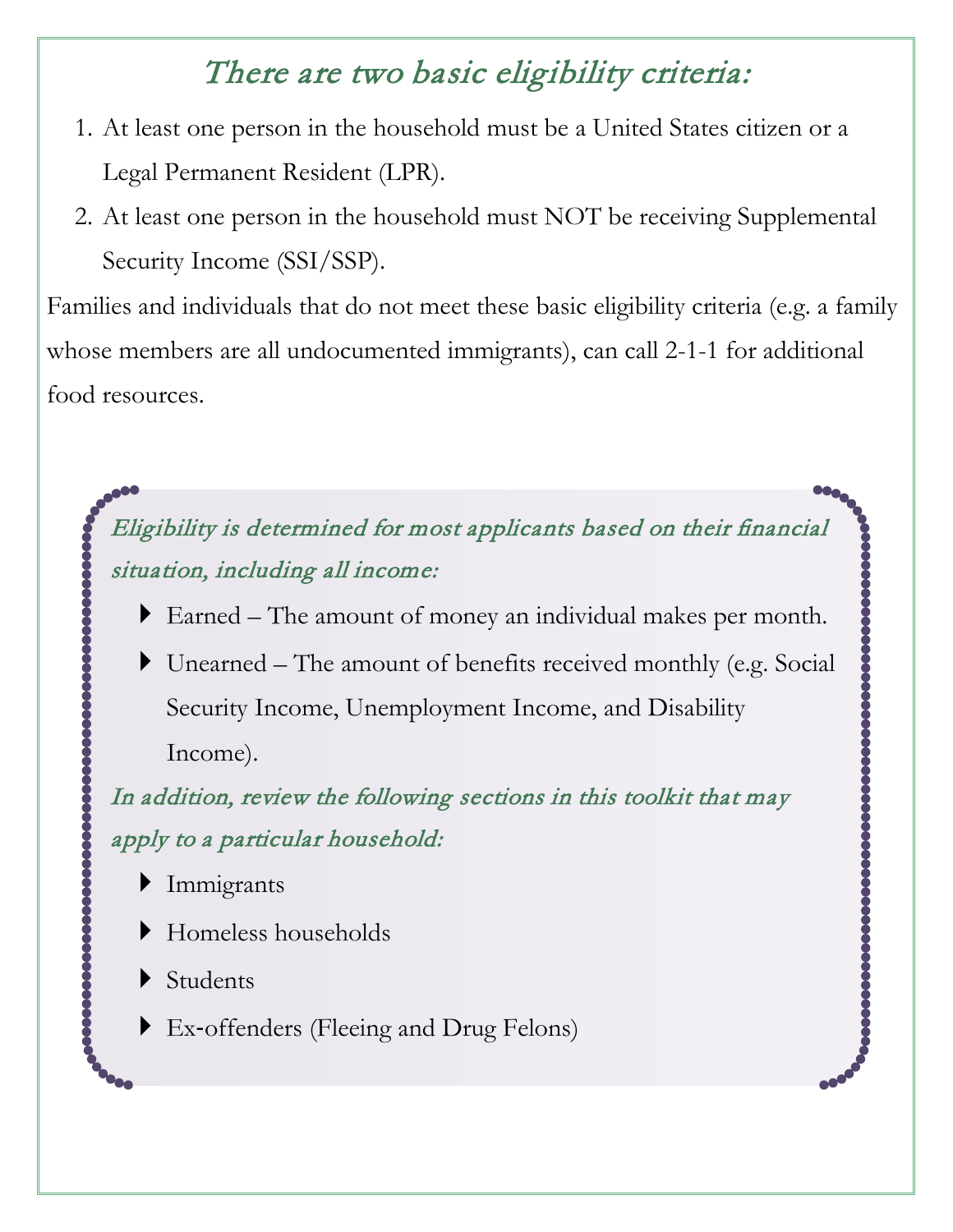## *There are two basic eligibility criteria:*

1. At least one person in the household must be a United States citizen or a Legal Permanent Resident (LPR).
2. At least one person in the household must NOT be receiving Supplemental Security Income (SSI/SSP).

Families and individuals that do not meet these basic eligibility criteria (e.g. a family whose members are all undocumented immigrants), can call 2-1-1 for additional food resources.

***Eligibility is determined for most applicants based on their financial situation, including all income:***

- Earned – The amount of money an individual makes per month.
- Unearned – The amount of benefits received monthly (e.g. Social Security Income, Unemployment Income, and Disability Income).

***In addition, review the following sections in this toolkit that may apply to a particular household:***

- Immigrants
- Homeless households
- Students
- Ex-offenders (Fleeing and Drug Felons)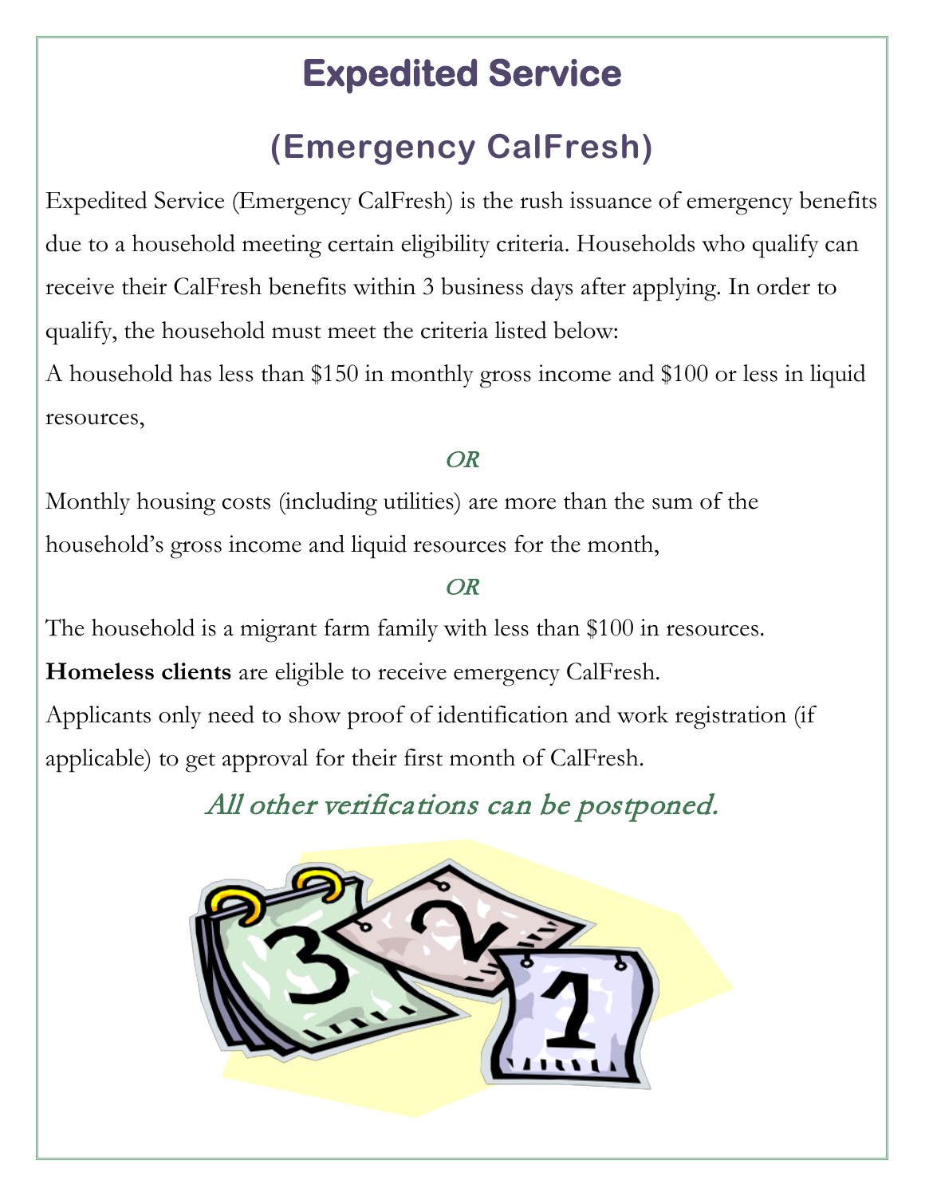# Expedited Service

## (Emergency CalFresh)

Expedited Service (Emergency CalFresh) is the rush issuance of emergency benefits due to a household meeting certain eligibility criteria. Households who qualify can receive their CalFresh benefits within 3 business days after applying. In order to qualify, the household must meet the criteria listed below:

A household has less than $150 in monthly gross income and $100 or less in liquid resources,

*OR*

Monthly housing costs (including utilities) are more than the sum of the household's gross income and liquid resources for the month,

*OR*

The household is a migrant farm family with less than $100 in resources.

**Homeless clients** are eligible to receive emergency CalFresh.

Applicants only need to show proof of identification and work registration (if applicable) to get approval for their first month of CalFresh.

*All other verifications can be postponed.*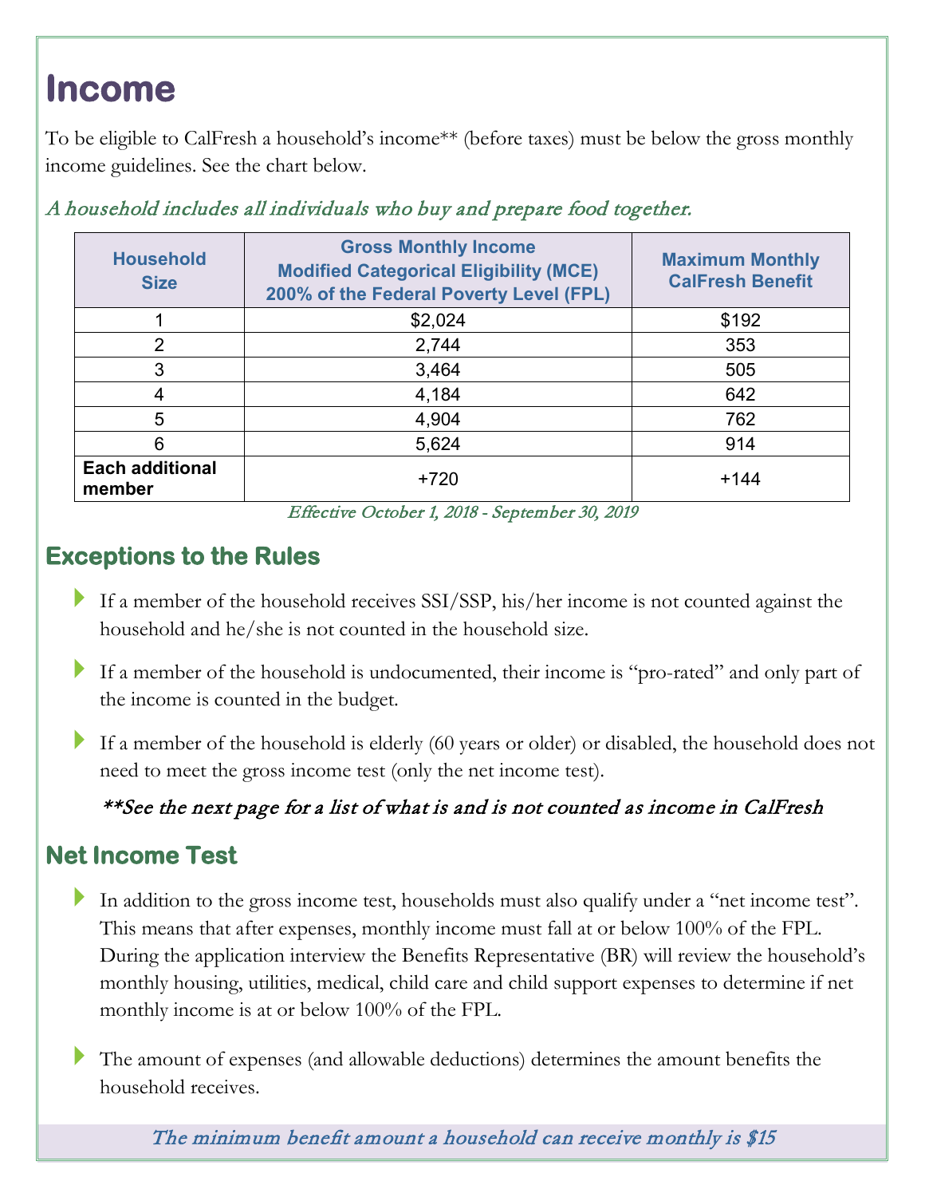# Income

To be eligible to CalFresh a household's income** (before taxes) must be below the gross monthly income guidelines. See the chart below.

*A household includes all individuals who buy and prepare food together.*

| Household Size | Gross Monthly Income Modified Categorical Eligibility (MCE) 200% of the Federal Poverty Level (FPL) | Maximum Monthly CalFresh Benefit |
|---|---|---|
| 1 | $2,024 | $192 |
| 2 | 2,744 | 353 |
| 3 | 3,464 | 505 |
| 4 | 4,184 | 642 |
| 5 | 4,904 | 762 |
| 6 | 5,624 | 914 |
| **Each additional member** | +720 | +144 |

*Effective October 1, 2018 - September 30, 2019*

## Exceptions to the Rules

- If a member of the household receives SSI/SSP, his/her income is not counted against the household and he/she is not counted in the household size.
- If a member of the household is undocumented, their income is "pro-rated" and only part of the income is counted in the budget.
- If a member of the household is elderly (60 years or older) or disabled, the household does not need to meet the gross income test (only the net income test).

***\*\*See the next page for a list of what is and is not counted as income in CalFresh***

## Net Income Test

- In addition to the gross income test, households must also qualify under a "net income test". This means that after expenses, monthly income must fall at or below 100% of the FPL. During the application interview the Benefits Representative (BR) will review the household's monthly housing, utilities, medical, child care and child support expenses to determine if net monthly income is at or below 100% of the FPL.
- The amount of expenses (and allowable deductions) determines the amount benefits the household receives.

*The minimum benefit amount a household can receive monthly is $15*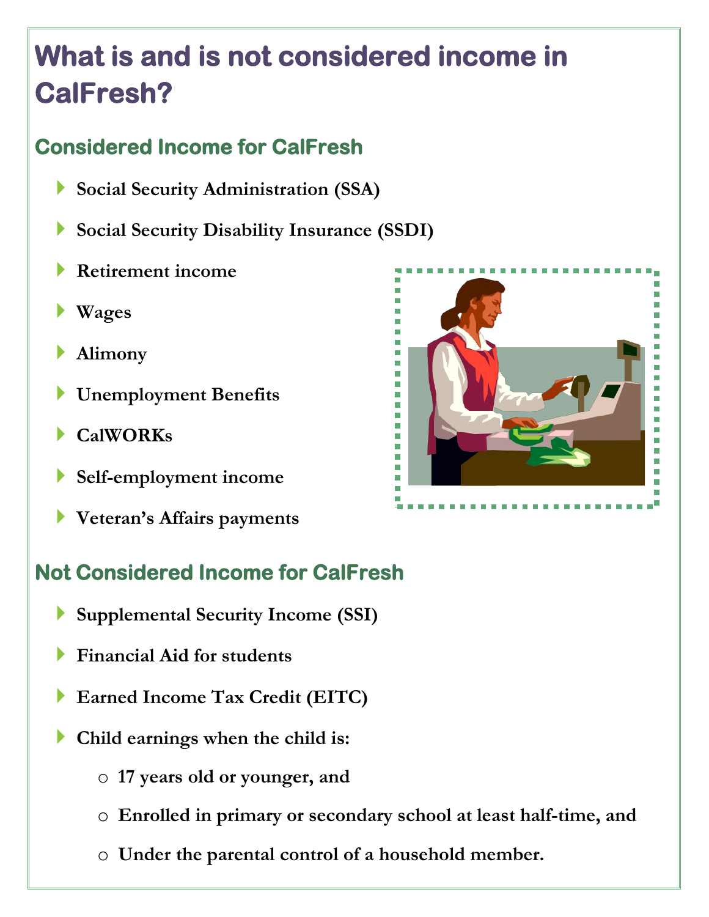# What is and is not considered income in CalFresh?

## Considered Income for CalFresh

- Social Security Administration (SSA)
- Social Security Disability Insurance (SSDI)
- Retirement income
- Wages
- Alimony
- Unemployment Benefits
- CalWORKs
- Self-employment income
- Veteran's Affairs payments

## Not Considered Income for CalFresh

- Supplemental Security Income (SSI)
- Financial Aid for students
- Earned Income Tax Credit (EITC)
- Child earnings when the child is:
  - 17 years old or younger, and
  - Enrolled in primary or secondary school at least half-time, and
  - Under the parental control of a household member.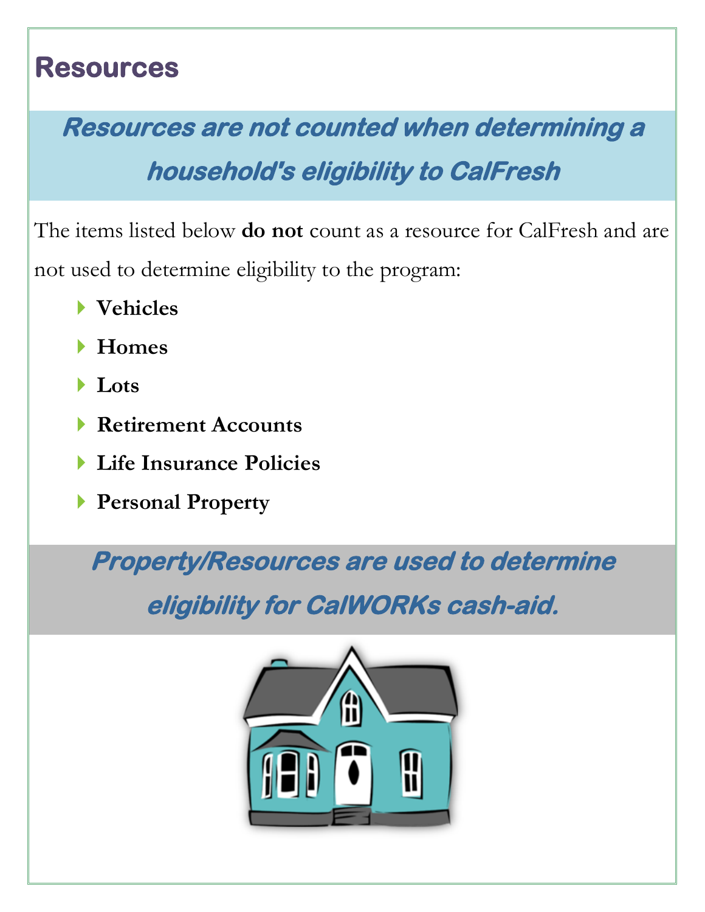# Resources

***Resources are not counted when determining a household's eligibility to CalFresh***

The items listed below **do not** count as a resource for CalFresh and are not used to determine eligibility to the program:

- **Vehicles**
- **Homes**
- **Lots**
- **Retirement Accounts**
- **Life Insurance Policies**
- **Personal Property**

***Property/Resources are used to determine eligibility for CalWORKs cash-aid.***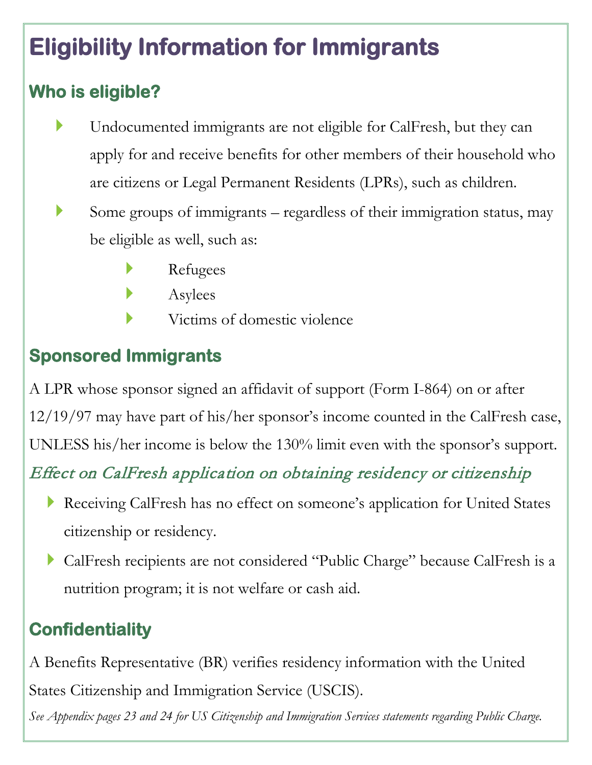# Eligibility Information for Immigrants

## Who is eligible?

- Undocumented immigrants are not eligible for CalFresh, but they can apply for and receive benefits for other members of their household who are citizens or Legal Permanent Residents (LPRs), such as children.
- Some groups of immigrants – regardless of their immigration status, may be eligible as well, such as:
  - Refugees
  - Asylees
  - Victims of domestic violence

## Sponsored Immigrants

A LPR whose sponsor signed an affidavit of support (Form I-864) on or after 12/19/97 may have part of his/her sponsor's income counted in the CalFresh case, UNLESS his/her income is below the 130% limit even with the sponsor's support.

### *Effect on CalFresh application on obtaining residency or citizenship*

- Receiving CalFresh has no effect on someone's application for United States citizenship or residency.
- CalFresh recipients are not considered "Public Charge" because CalFresh is a nutrition program; it is not welfare or cash aid.

## Confidentiality

A Benefits Representative (BR) verifies residency information with the United States Citizenship and Immigration Service (USCIS).

*See Appendix pages 23 and 24 for US Citizenship and Immigration Services statements regarding Public Charge.*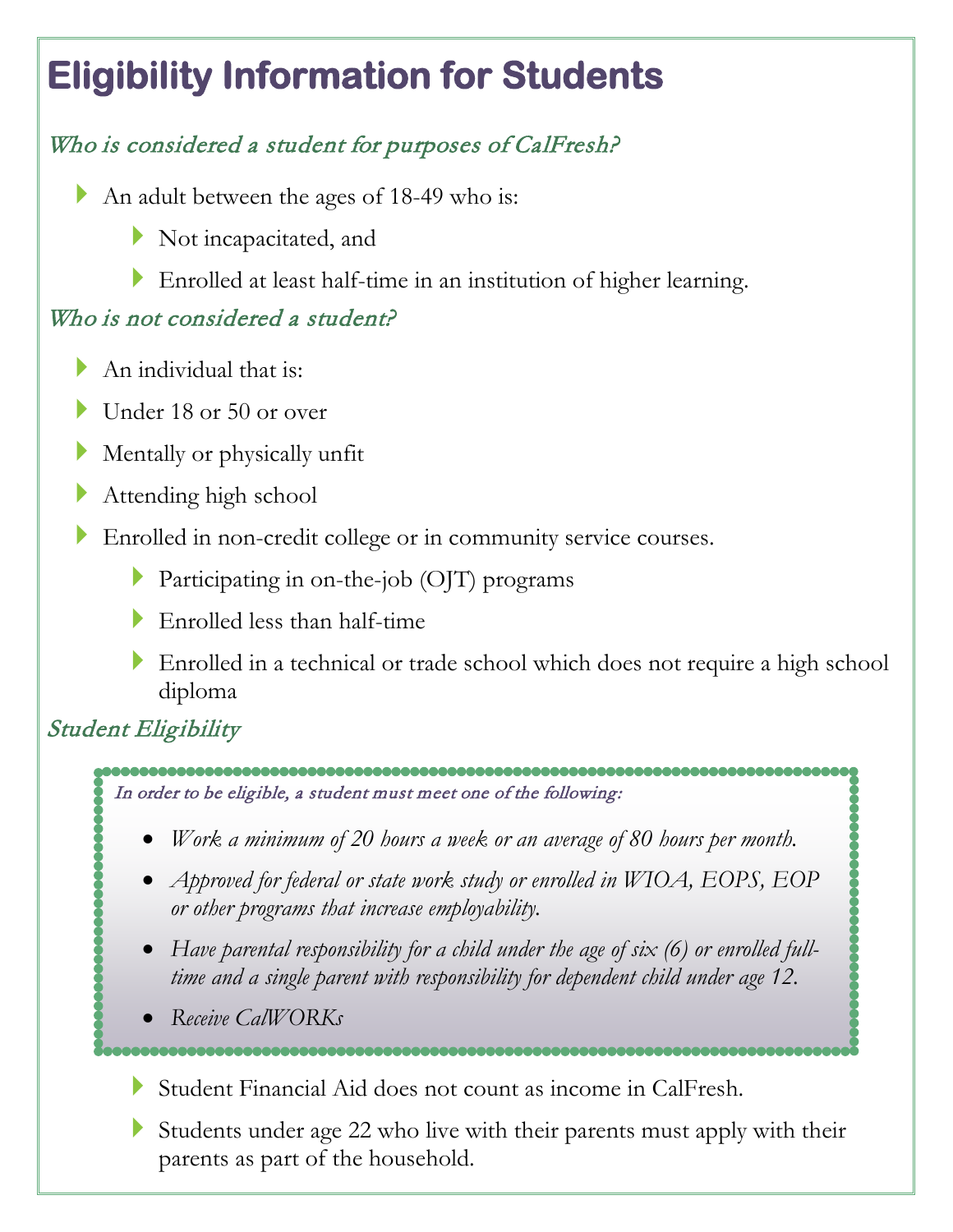# Eligibility Information for Students

## *Who is considered a student for purposes of CalFresh?*

- An adult between the ages of 18-49 who is:
  - Not incapacitated, and
  - Enrolled at least half-time in an institution of higher learning.

## *Who is not considered a student?*

- An individual that is:
- Under 18 or 50 or over
- Mentally or physically unfit
- Attending high school
- Enrolled in non-credit college or in community service courses.
  - Participating in on-the-job (OJT) programs
  - Enrolled less than half-time
  - Enrolled in a technical or trade school which does not require a high school diploma

## *Student Eligibility*

*In order to be eligible, a student must meet one of the following:*

- *Work a minimum of 20 hours a week or an average of 80 hours per month.*
- *Approved for federal or state work study or enrolled in WIOA, EOPS, EOP or other programs that increase employability.*
- *Have parental responsibility for a child under the age of six (6) or enrolled full-time and a single parent with responsibility for dependent child under age 12.*
- *Receive CalWORKs*

- Student Financial Aid does not count as income in CalFresh.
- Students under age 22 who live with their parents must apply with their parents as part of the household.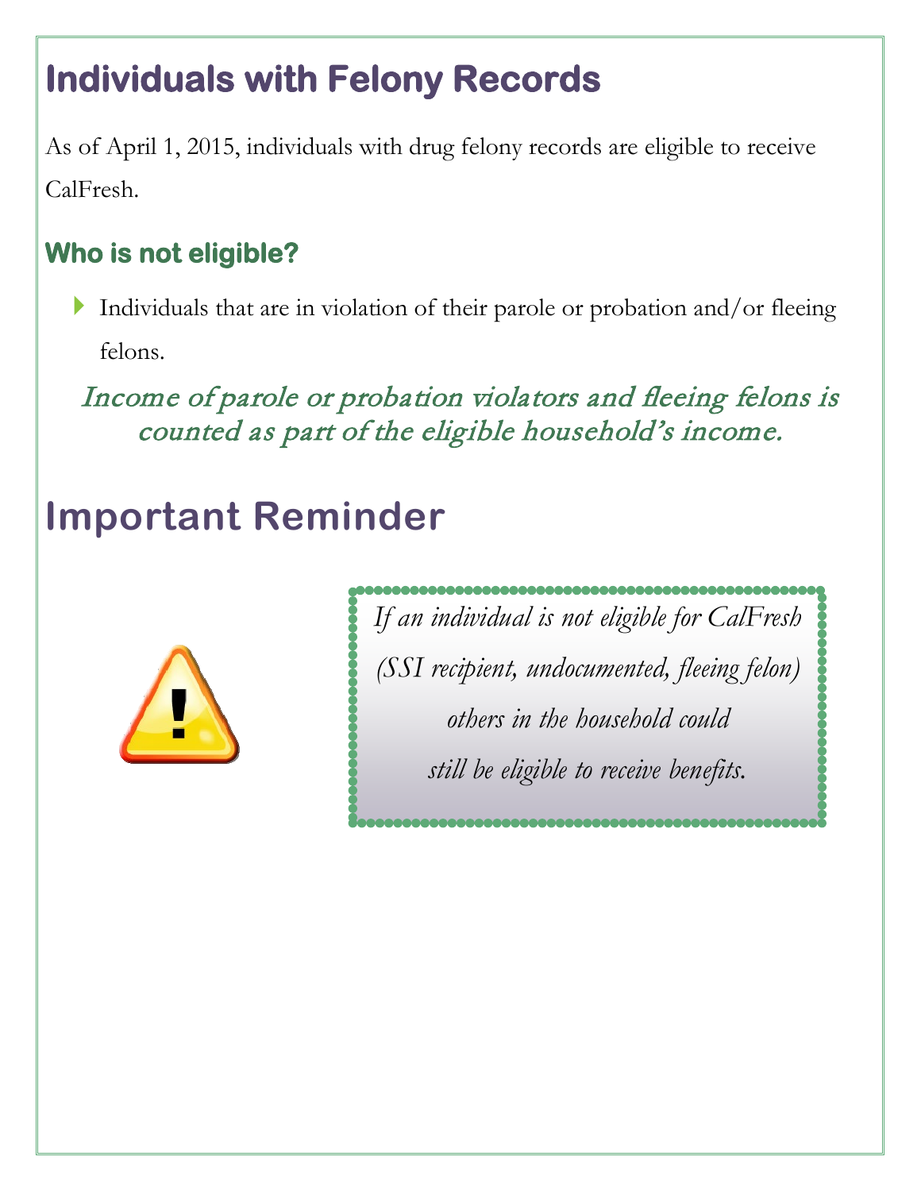# Individuals with Felony Records

As of April 1, 2015, individuals with drug felony records are eligible to receive CalFresh.

## Who is not eligible?

- Individuals that are in violation of their parole or probation and/or fleeing felons.

*Income of parole or probation violators and fleeing felons is counted as part of the eligible household's income.*

# Important Reminder

*If an individual is not eligible for CalFresh (SSI recipient, undocumented, fleeing felon) others in the household could still be eligible to receive benefits.*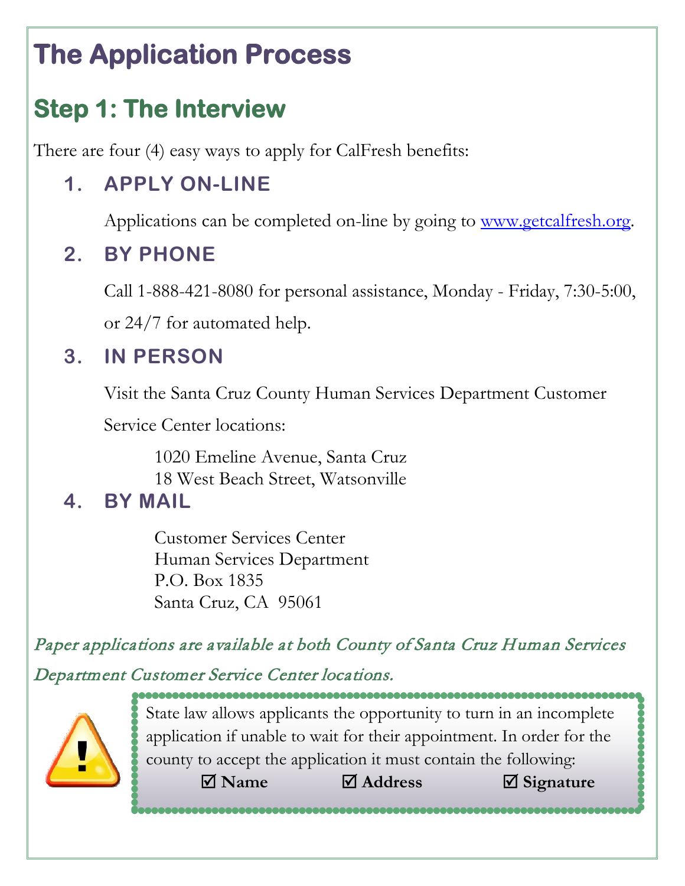# The Application Process

## Step 1: The Interview

There are four (4) easy ways to apply for CalFresh benefits:

### 1. APPLY ON-LINE

Applications can be completed on-line by going to www.getcalfresh.org.

### 2. BY PHONE

Call 1-888-421-8080 for personal assistance, Monday - Friday, 7:30-5:00, or 24/7 for automated help.

### 3. IN PERSON

Visit the Santa Cruz County Human Services Department Customer Service Center locations:

1020 Emeline Avenue, Santa Cruz
18 West Beach Street, Watsonville

### 4. BY MAIL

Customer Services Center
Human Services Department
P.O. Box 1835
Santa Cruz, CA 95061

*Paper applications are available at both County of Santa Cruz Human Services Department Customer Service Center locations.*

State law allows applicants the opportunity to turn in an incomplete application if unable to wait for their appointment. In order for the county to accept the application it must contain the following:

☑ **Name** ☑ **Address** ☑ **Signature**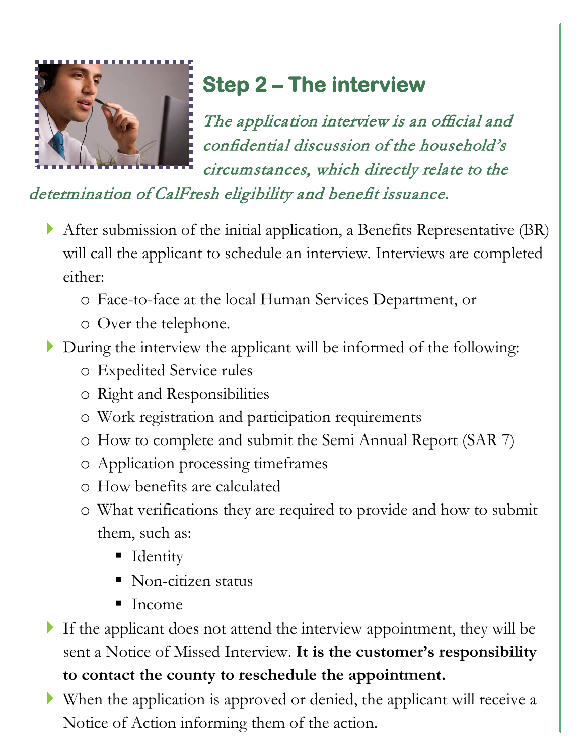## Step 2 – The interview

*The application interview is an official and confidential discussion of the household's circumstances, which directly relate to the determination of CalFresh eligibility and benefit issuance.*

- After submission of the initial application, a Benefits Representative (BR) will call the applicant to schedule an interview. Interviews are completed either:
  - Face-to-face at the local Human Services Department, or
  - Over the telephone.
- During the interview the applicant will be informed of the following:
  - Expedited Service rules
  - Right and Responsibilities
  - Work registration and participation requirements
  - How to complete and submit the Semi Annual Report (SAR 7)
  - Application processing timeframes
  - How benefits are calculated
  - What verifications they are required to provide and how to submit them, such as:
    - Identity
    - Non-citizen status
    - Income
- If the applicant does not attend the interview appointment, they will be sent a Notice of Missed Interview. **It is the customer's responsibility to contact the county to reschedule the appointment.**
- When the application is approved or denied, the applicant will receive a Notice of Action informing them of the action.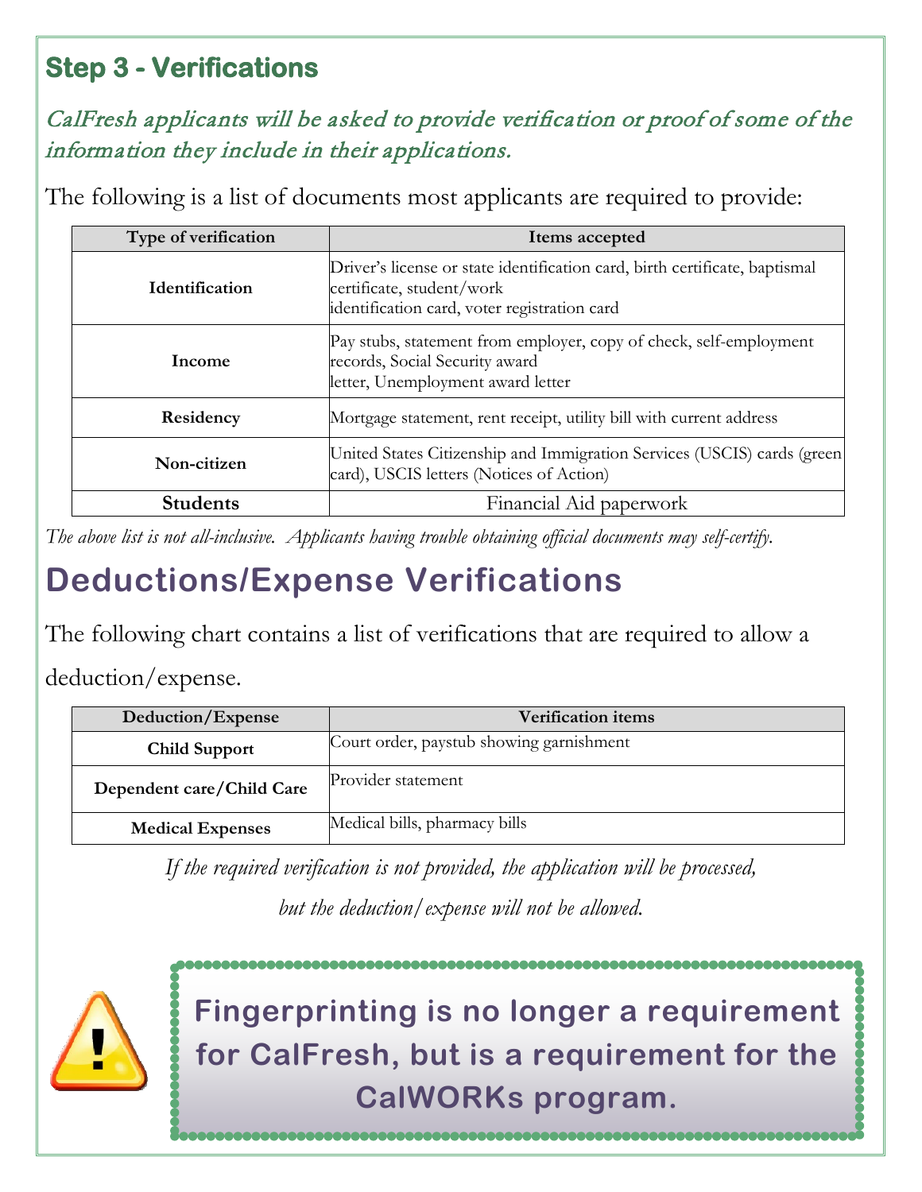## Step 3 - Verifications

*CalFresh applicants will be asked to provide verification or proof of some of the information they include in their applications.*

The following is a list of documents most applicants are required to provide:

| Type of verification | Items accepted |
|---|---|
| **Identification** | Driver's license or state identification card, birth certificate, baptismal certificate, student/work identification card, voter registration card |
| **Income** | Pay stubs, statement from employer, copy of check, self-employment records, Social Security award letter, Unemployment award letter |
| **Residency** | Mortgage statement, rent receipt, utility bill with current address |
| **Non-citizen** | United States Citizenship and Immigration Services (USCIS) cards (green card), USCIS letters (Notices of Action) |
| **Students** | Financial Aid paperwork |

*The above list is not all-inclusive. Applicants having trouble obtaining official documents may self-certify.*

# Deductions/Expense Verifications

The following chart contains a list of verifications that are required to allow a deduction/expense.

| Deduction/Expense | Verification items |
|---|---|
| **Child Support** | Court order, paystub showing garnishment |
| **Dependent care/Child Care** | Provider statement |
| **Medical Expenses** | Medical bills, pharmacy bills |

*If the required verification is not provided, the application will be processed, but the deduction/expense will not be allowed.*

**Fingerprinting is no longer a requirement for CalFresh, but is a requirement for the CalWORKs program.**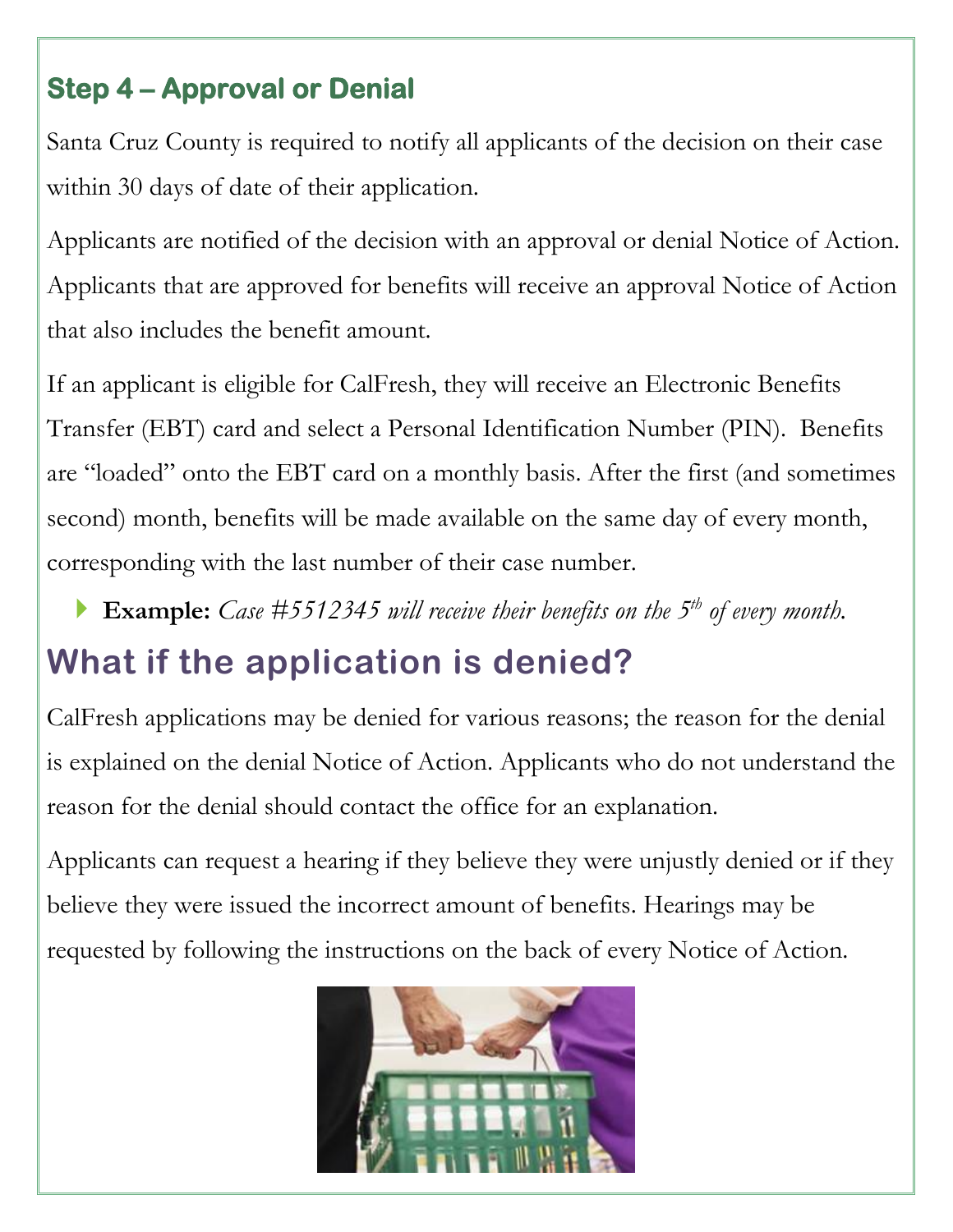## Step 4 – Approval or Denial

Santa Cruz County is required to notify all applicants of the decision on their case within 30 days of date of their application.

Applicants are notified of the decision with an approval or denial Notice of Action. Applicants that are approved for benefits will receive an approval Notice of Action that also includes the benefit amount.

If an applicant is eligible for CalFresh, they will receive an Electronic Benefits Transfer (EBT) card and select a Personal Identification Number (PIN). Benefits are "loaded" onto the EBT card on a monthly basis. After the first (and sometimes second) month, benefits will be made available on the same day of every month, corresponding with the last number of their case number.

- **Example:** *Case #5512345 will receive their benefits on the 5th of every month.*

# What if the application is denied?

CalFresh applications may be denied for various reasons; the reason for the denial is explained on the denial Notice of Action. Applicants who do not understand the reason for the denial should contact the office for an explanation.

Applicants can request a hearing if they believe they were unjustly denied or if they believe they were issued the incorrect amount of benefits. Hearings may be requested by following the instructions on the back of every Notice of Action.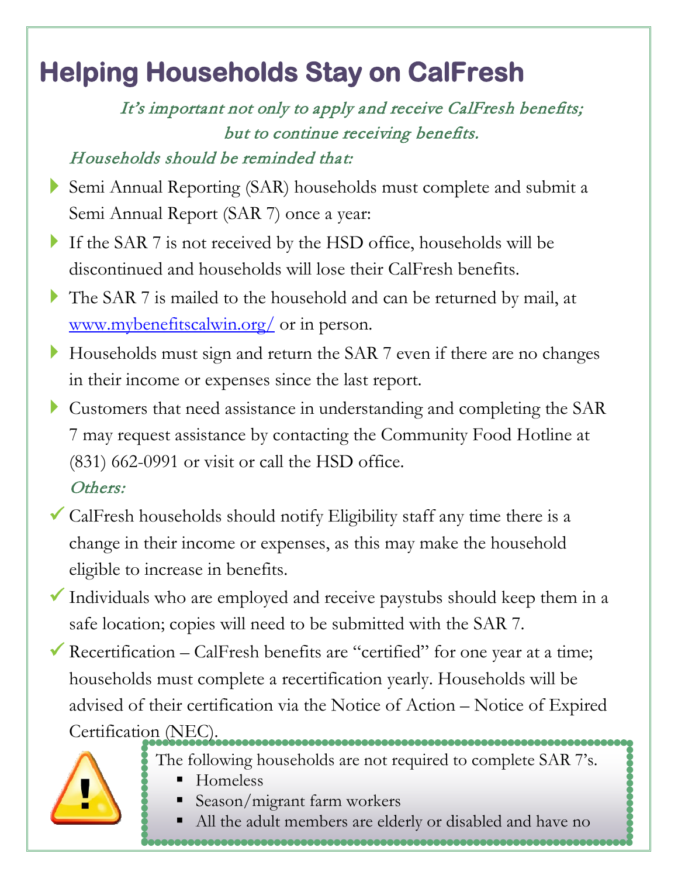# Helping Households Stay on CalFresh

*It's important not only to apply and receive CalFresh benefits; but to continue receiving benefits.*

*Households should be reminded that:*

- Semi Annual Reporting (SAR) households must complete and submit a Semi Annual Report (SAR 7) once a year:
- If the SAR 7 is not received by the HSD office, households will be discontinued and households will lose their CalFresh benefits.
- The SAR 7 is mailed to the household and can be returned by mail, at [www.mybenefitscalwin.org/](www.mybenefitscalwin.org/) or in person.
- Households must sign and return the SAR 7 even if there are no changes in their income or expenses since the last report.
- Customers that need assistance in understanding and completing the SAR 7 may request assistance by contacting the Community Food Hotline at (831) 662-0991 or visit or call the HSD office.

*Others:*

- ✓ CalFresh households should notify Eligibility staff any time there is a change in their income or expenses, as this may make the household eligible to increase in benefits.
- ✓ Individuals who are employed and receive paystubs should keep them in a safe location; copies will need to be submitted with the SAR 7.
- ✓ Recertification – CalFresh benefits are "certified" for one year at a time; households must complete a recertification yearly. Households will be advised of their certification via the Notice of Action – Notice of Expired Certification (NEC).

The following households are not required to complete SAR 7's.

- Homeless
- Season/migrant farm workers
- All the adult members are elderly or disabled and have no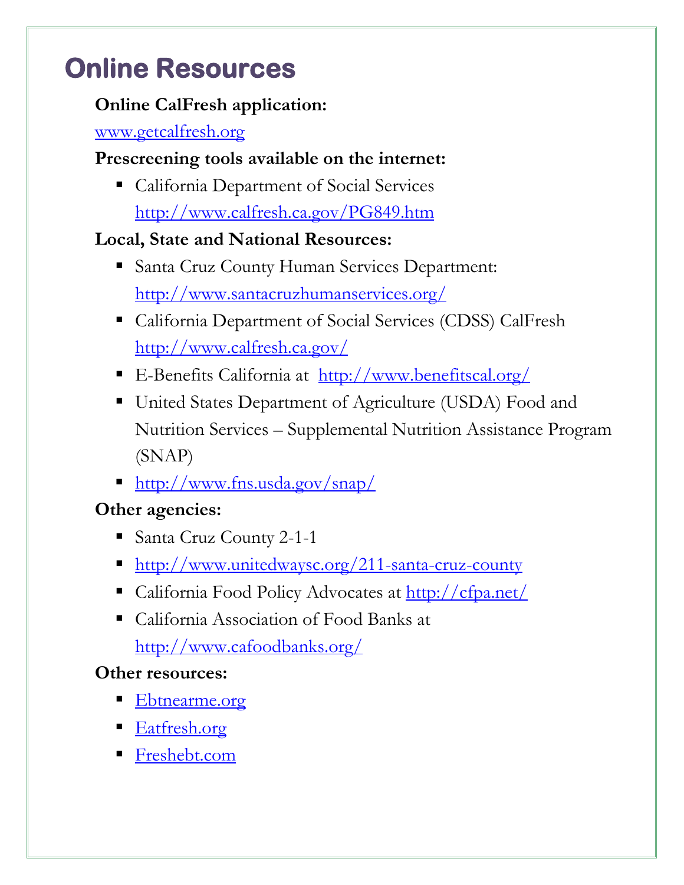# Online Resources

**Online CalFresh application:**

www.getcalfresh.org

**Prescreening tools available on the internet:**

- California Department of Social Services
  http://www.calfresh.ca.gov/PG849.htm

**Local, State and National Resources:**

- Santa Cruz County Human Services Department:
  http://www.santacruzhumanservices.org/
- California Department of Social Services (CDSS) CalFresh
  http://www.calfresh.ca.gov/
- E-Benefits California at http://www.benefitscal.org/
- United States Department of Agriculture (USDA) Food and Nutrition Services – Supplemental Nutrition Assistance Program (SNAP)
- http://www.fns.usda.gov/snap/

**Other agencies:**

- Santa Cruz County 2-1-1
- http://www.unitedwaysc.org/211-santa-cruz-county
- California Food Policy Advocates at http://cfpa.net/
- California Association of Food Banks at
  http://www.cafoodbanks.org/

**Other resources:**

- Ebtnearme.org
- Eatfresh.org
- Freshebt.com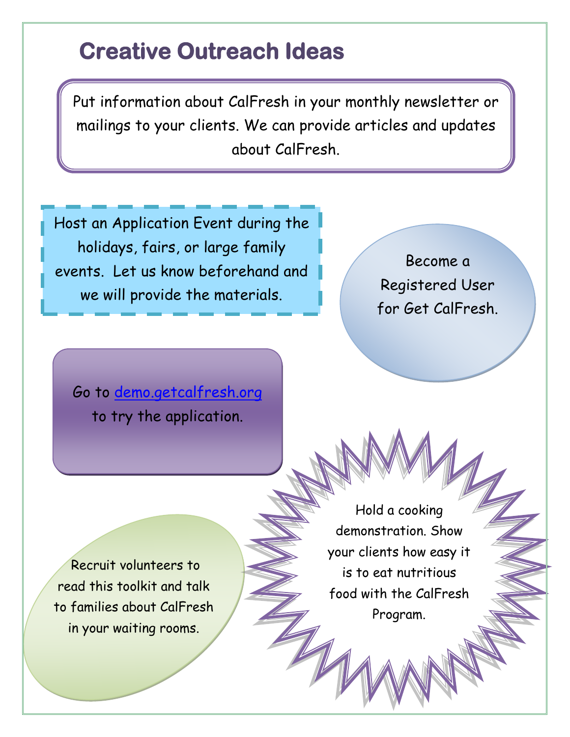# Creative Outreach Ideas

Put information about CalFresh in your monthly newsletter or mailings to your clients. We can provide articles and updates about CalFresh.

Host an Application Event during the holidays, fairs, or large family events. Let us know beforehand and we will provide the materials.

Become a Registered User for Get CalFresh.

Go to demo.getcalfresh.org to try the application.

Recruit volunteers to read this toolkit and talk to families about CalFresh in your waiting rooms.

Hold a cooking demonstration. Show your clients how easy it is to eat nutritious food with the CalFresh Program.